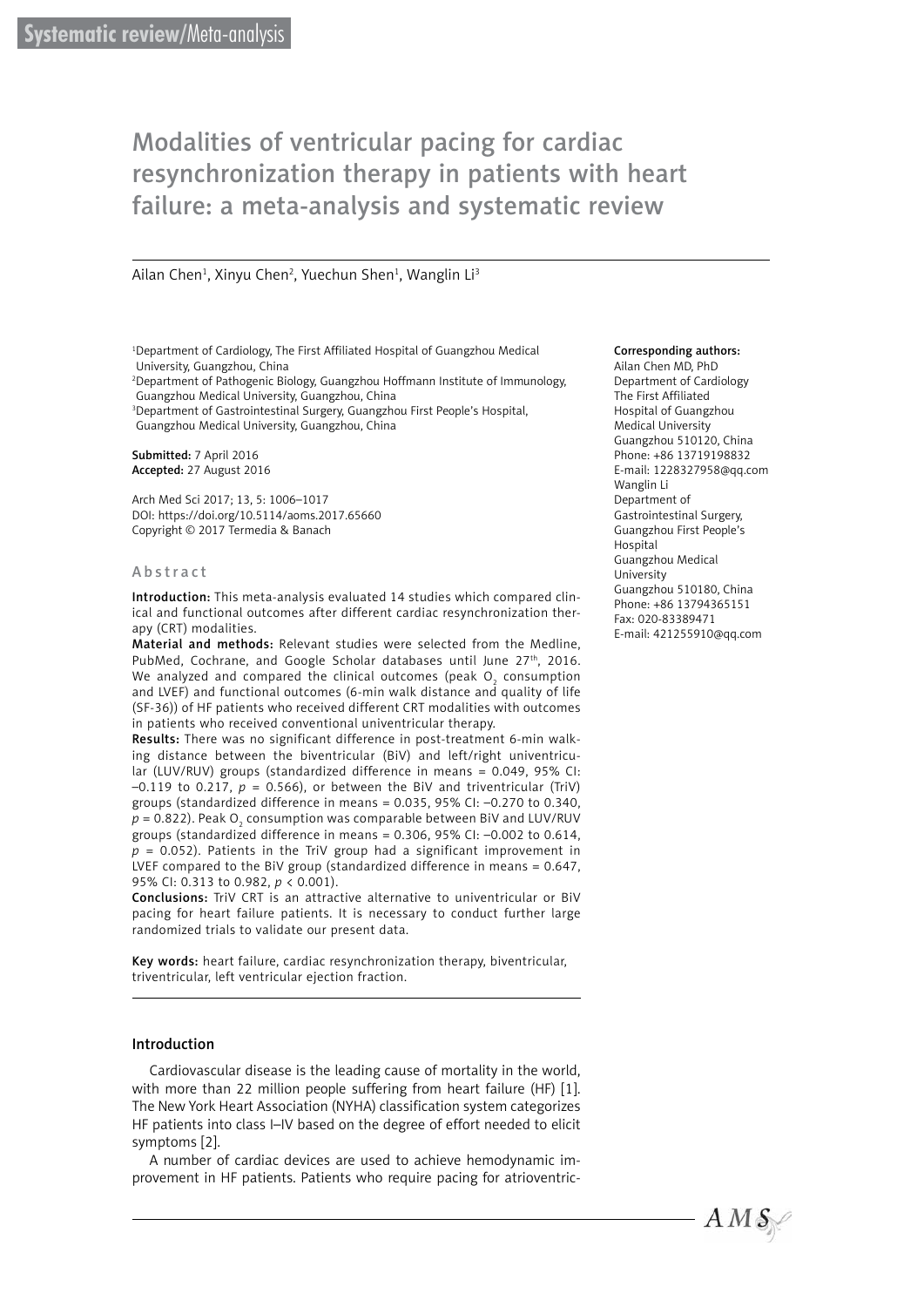Systematic review/Meta-analysis

# Modalities of ventricular pacing for cardiac resynchronization therapy in patients with heart failure: a meta-analysis and systematic review

Ailan Chen[1], Xinyu Chen[2], Yuechun Shen[1], Wanglin Li[3]

[1]Department of Cardiology, The First Affiliated Hospital of Guangzhou Medical University, Guangzhou, China
[2]Department of Pathogenic Biology, Guangzhou Hoffmann Institute of Immunology, Guangzhou Medical University, Guangzhou, China
[3]Department of Gastrointestinal Surgery, Guangzhou First People's Hospital, Guangzhou Medical University, Guangzhou, China

**Submitted:** 7 April 2016
**Accepted:** 27 August 2016

Arch Med Sci 2017; 13, 5: 1006–1017
DOI: https://doi.org/10.5114/aoms.2017.65660
Copyright © 2017 Termedia & Banach

**Corresponding authors:**
Ailan Chen MD, PhD
Department of Cardiology
The First Affiliated Hospital of Guangzhou Medical University
Guangzhou 510120, China
Phone: +86 13719198832
E-mail: 1228327958@qq.com
Wanglin Li
Department of Gastrointestinal Surgery, Guangzhou First People's Hospital
Guangzhou Medical University
Guangzhou 510180, China
Phone: +86 13794365151
Fax: 020-83389471
E-mail: 421255910@qq.com

## Abstract

**Introduction:** This meta-analysis evaluated 14 studies which compared clinical and functional outcomes after different cardiac resynchronization therapy (CRT) modalities.

**Material and methods:** Relevant studies were selected from the Medline, PubMed, Cochrane, and Google Scholar databases until June 27th, 2016. We analyzed and compared the clinical outcomes (peak $O_2$ consumption and LVEF) and functional outcomes (6-min walk distance and quality of life (SF-36)) of HF patients who received different CRT modalities with outcomes in patients who received conventional univentricular therapy.

**Results:** There was no significant difference in post-treatment 6-min walking distance between the biventricular (BiV) and left/right univentricular (LUV/RUV) groups (standardized difference in means = 0.049, 95% CI: –0.119 to 0.217, $p$ = 0.566), or between the BiV and triventricular (TriV) groups (standardized difference in means = 0.035, 95% CI: –0.270 to 0.340, $p$ = 0.822). Peak $O_2$ consumption was comparable between BiV and LUV/RUV groups (standardized difference in means = 0.306, 95% CI: –0.002 to 0.614, $p$ = 0.052). Patients in the TriV group had a significant improvement in LVEF compared to the BiV group (standardized difference in means = 0.647, 95% CI: 0.313 to 0.982, $p$ < 0.001).

**Conclusions:** TriV CRT is an attractive alternative to univentricular or BiV pacing for heart failure patients. It is necessary to conduct further large randomized trials to validate our present data.

**Key words:** heart failure, cardiac resynchronization therapy, biventricular, triventricular, left ventricular ejection fraction.

## Introduction

Cardiovascular disease is the leading cause of mortality in the world, with more than 22 million people suffering from heart failure (HF) [1]. The New York Heart Association (NYHA) classification system categorizes HF patients into class I–IV based on the degree of effort needed to elicit symptoms [2].

A number of cardiac devices are used to achieve hemodynamic improvement in HF patients. Patients who require pacing for atrioventric-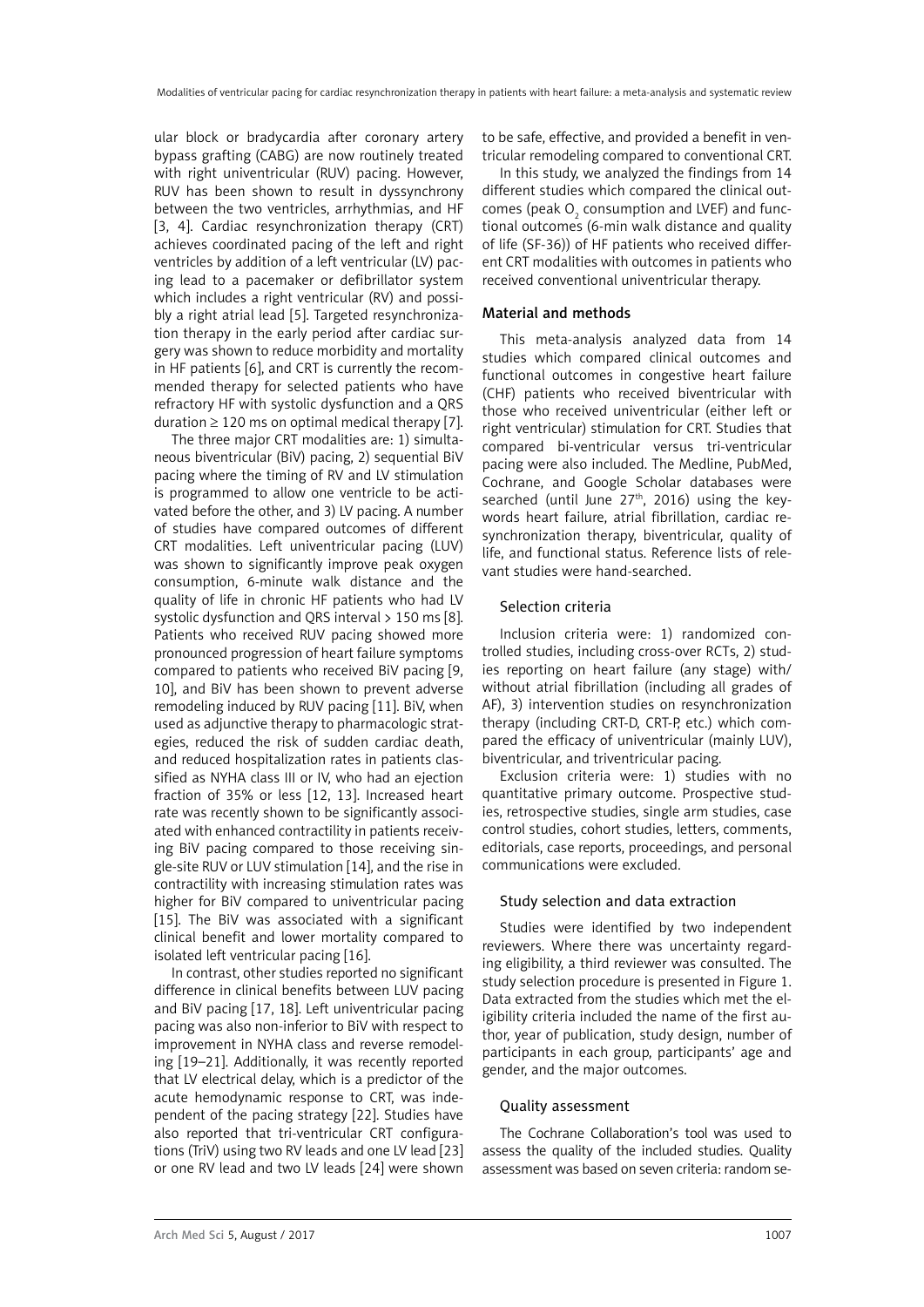ular block or bradycardia after coronary artery bypass grafting (CABG) are now routinely treated with right univentricular (RUV) pacing. However, RUV has been shown to result in dyssynchrony between the two ventricles, arrhythmias, and HF [3, 4]. Cardiac resynchronization therapy (CRT) achieves coordinated pacing of the left and right ventricles by addition of a left ventricular (LV) pacing lead to a pacemaker or defibrillator system which includes a right ventricular (RV) and possibly a right atrial lead [5]. Targeted resynchronization therapy in the early period after cardiac surgery was shown to reduce morbidity and mortality in HF patients [6], and CRT is currently the recommended therapy for selected patients who have refractory HF with systolic dysfunction and a QRS duration ≥ 120 ms on optimal medical therapy [7].

The three major CRT modalities are: 1) simultaneous biventricular (BiV) pacing, 2) sequential BiV pacing where the timing of RV and LV stimulation is programmed to allow one ventricle to be activated before the other, and 3) LV pacing. A number of studies have compared outcomes of different CRT modalities. Left univentricular pacing (LUV) was shown to significantly improve peak oxygen consumption, 6-minute walk distance and the quality of life in chronic HF patients who had LV systolic dysfunction and QRS interval > 150 ms [8]. Patients who received RUV pacing showed more pronounced progression of heart failure symptoms compared to patients who received BiV pacing [9, 10], and BiV has been shown to prevent adverse remodeling induced by RUV pacing [11]. BiV, when used as adjunctive therapy to pharmacologic strategies, reduced the risk of sudden cardiac death, and reduced hospitalization rates in patients classified as NYHA class III or IV, who had an ejection fraction of 35% or less [12, 13]. Increased heart rate was recently shown to be significantly associated with enhanced contractility in patients receiving BiV pacing compared to those receiving single-site RUV or LUV stimulation [14], and the rise in contractility with increasing stimulation rates was higher for BiV compared to univentricular pacing [15]. The BiV was associated with a significant clinical benefit and lower mortality compared to isolated left ventricular pacing [16].

In contrast, other studies reported no significant difference in clinical benefits between LUV pacing and BiV pacing [17, 18]. Left univentricular pacing pacing was also non-inferior to BiV with respect to improvement in NYHA class and reverse remodeling [19–21]. Additionally, it was recently reported that LV electrical delay, which is a predictor of the acute hemodynamic response to CRT, was independent of the pacing strategy [22]. Studies have also reported that tri-ventricular CRT configurations (TriV) using two RV leads and one LV lead [23] or one RV lead and two LV leads [24] were shown to be safe, effective, and provided a benefit in ventricular remodeling compared to conventional CRT.

In this study, we analyzed the findings from 14 different studies which compared the clinical outcomes (peak $O_2$ consumption and LVEF) and functional outcomes (6-min walk distance and quality of life (SF-36)) of HF patients who received different CRT modalities with outcomes in patients who received conventional univentricular therapy.

## Material and methods

This meta-analysis analyzed data from 14 studies which compared clinical outcomes and functional outcomes in congestive heart failure (CHF) patients who received biventricular with those who received univentricular (either left or right ventricular) stimulation for CRT. Studies that compared bi-ventricular versus tri-ventricular pacing were also included. The Medline, PubMed, Cochrane, and Google Scholar databases were searched (until June 27th, 2016) using the keywords heart failure, atrial fibrillation, cardiac resynchronization therapy, biventricular, quality of life, and functional status. Reference lists of relevant studies were hand-searched.

### Selection criteria

Inclusion criteria were: 1) randomized controlled studies, including cross-over RCTs, 2) studies reporting on heart failure (any stage) with/without atrial fibrillation (including all grades of AF), 3) intervention studies on resynchronization therapy (including CRT-D, CRT-P, etc.) which compared the efficacy of univentricular (mainly LUV), biventricular, and triventricular pacing.

Exclusion criteria were: 1) studies with no quantitative primary outcome. Prospective studies, retrospective studies, single arm studies, case control studies, cohort studies, letters, comments, editorials, case reports, proceedings, and personal communications were excluded.

### Study selection and data extraction

Studies were identified by two independent reviewers. Where there was uncertainty regarding eligibility, a third reviewer was consulted. The study selection procedure is presented in Figure 1. Data extracted from the studies which met the eligibility criteria included the name of the first author, year of publication, study design, number of participants in each group, participants' age and gender, and the major outcomes.

### Quality assessment

The Cochrane Collaboration's tool was used to assess the quality of the included studies. Quality assessment was based on seven criteria: random se-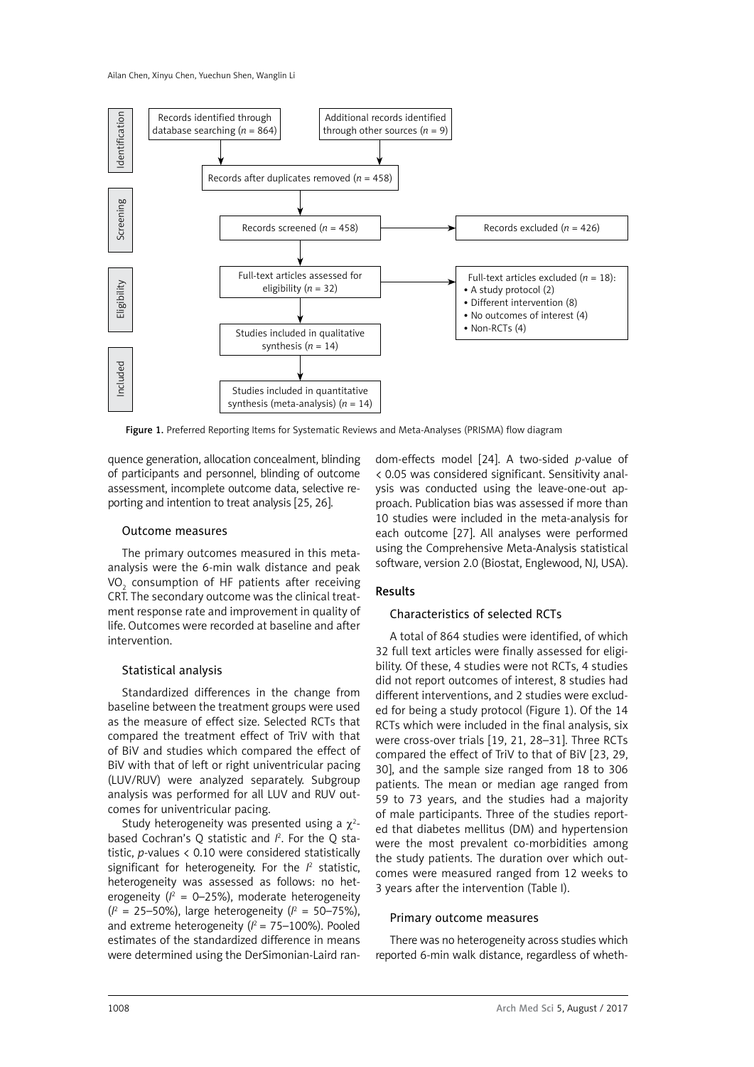| Identification | | |
|---|---|---|
| Records identified through database searching ($n$ = 864) | Additional records identified through other sources ($n$ = 9) | |
| Records after duplicates removed ($n$ = 458) | | |
| **Screening** | | |
| Records screened ($n$ = 458) | Records excluded ($n$ = 426) | |
| **Eligibility** | | |
| Full-text articles assessed for eligibility ($n$ = 32) | Full-text articles excluded ($n$ = 18): • A study protocol (2) • Different intervention (8) • No outcomes of interest (4) • Non-RCTs (4) | |
| Studies included in qualitative synthesis ($n$ = 14) | | |
| **Included** | | |
| Studies included in quantitative synthesis (meta-analysis) ($n$ = 14) | | |

**Figure 1.** Preferred Reporting Items for Systematic Reviews and Meta-Analyses (PRISMA) flow diagram

quence generation, allocation concealment, blinding of participants and personnel, blinding of outcome assessment, incomplete outcome data, selective reporting and intention to treat analysis [25, 26].

### Outcome measures

The primary outcomes measured in this meta-analysis were the 6-min walk distance and peak $VO_2$ consumption of HF patients after receiving CRT. The secondary outcome was the clinical treatment response rate and improvement in quality of life. Outcomes were recorded at baseline and after intervention.

### Statistical analysis

Standardized differences in the change from baseline between the treatment groups were used as the measure of effect size. Selected RCTs that compared the treatment effect of TriV with that of BiV and studies which compared the effect of BiV with that of left or right univentricular pacing (LUV/RUV) were analyzed separately. Subgroup analysis was performed for all LUV and RUV outcomes for univentricular pacing.

Study heterogeneity was presented using a $\chi^2$-based Cochran's Q statistic and $I^2$. For the Q statistic, $p$-values < 0.10 were considered statistically significant for heterogeneity. For the $I^2$ statistic, heterogeneity was assessed as follows: no heterogeneity ($I^2$ = 0–25%), moderate heterogeneity ($I^2$ = 25–50%), large heterogeneity ($I^2$ = 50–75%), and extreme heterogeneity ($I^2$ = 75–100%). Pooled estimates of the standardized difference in means were determined using the DerSimonian-Laird random-effects model [24]. A two-sided $p$-value of < 0.05 was considered significant. Sensitivity analysis was conducted using the leave-one-out approach. Publication bias was assessed if more than 10 studies were included in the meta-analysis for each outcome [27]. All analyses were performed using the Comprehensive Meta-Analysis statistical software, version 2.0 (Biostat, Englewood, NJ, USA).

## Results

### Characteristics of selected RCTs

A total of 864 studies were identified, of which 32 full text articles were finally assessed for eligibility. Of these, 4 studies were not RCTs, 4 studies did not report outcomes of interest, 8 studies had different interventions, and 2 studies were excluded for being a study protocol (Figure 1). Of the 14 RCTs which were included in the final analysis, six were cross-over trials [19, 21, 28–31]. Three RCTs compared the effect of TriV to that of BiV [23, 29, 30], and the sample size ranged from 18 to 306 patients. The mean or median age ranged from 59 to 73 years, and the studies had a majority of male participants. Three of the studies reported that diabetes mellitus (DM) and hypertension were the most prevalent co-morbidities among the study patients. The duration over which outcomes were measured ranged from 12 weeks to 3 years after the intervention (Table I).

### Primary outcome measures

There was no heterogeneity across studies which reported 6-min walk distance, regardless of wheth-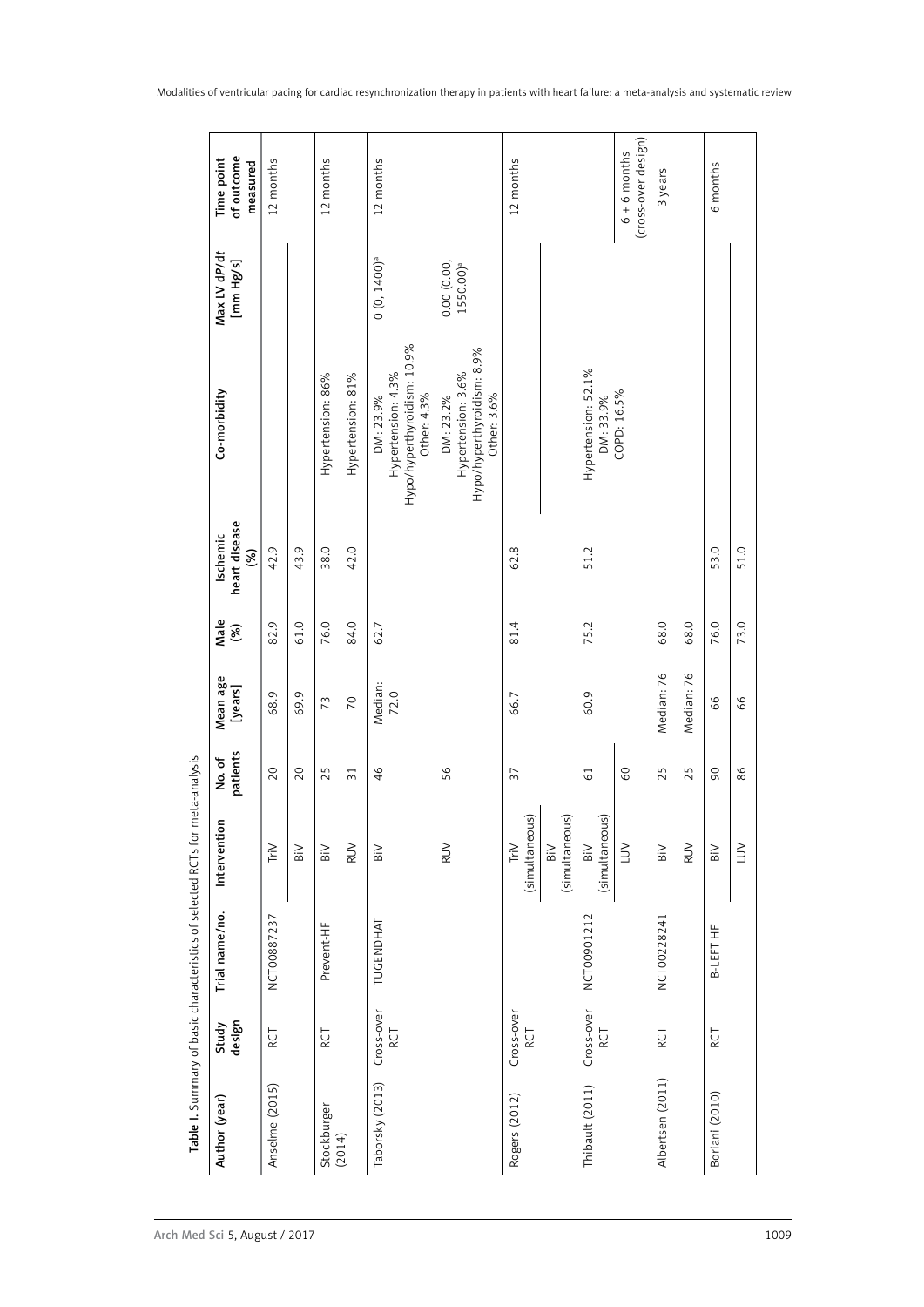**Table I.** Summary of basic characteristics of selected RCTs for meta-analysis

| Author (year) | Study design | Trial name/no. | Intervention | No. of patients | Mean age [years] | Male (%) | Ischemic heart disease (%) | Co-morbidity | Max LV dP/dt [mm Hg/s] | Time point of outcome measured |
|---|---|---|---|---|---|---|---|---|---|---|
| Anselme (2015) | RCT | NCT00887237 | TriV | 20 | 68.9 | 82.9 | 42.9 | | | 12 months |
| | | | BiV | 20 | 69.9 | 61.0 | 43.9 | | | |
| Stockburger (2014) | RCT | Prevent-HF | BiV | 25 | 73 | 76.0 | 38.0 | Hypertension: 86% | | 12 months |
| | | | RUV | 31 | 70 | 84.0 | 42.0 | Hypertension: 81% | | |
| Taborsky (2013) | Cross-over RCT | TUGENDHAT | BiV | 46 | Median: 72.0 | 62.7 | | DM: 23.9% Hypertension: 4.3% Hypo/hyperthyroidism: 10.9% Other: 4.3% | 0 (0, 1400)[a] | 12 months |
| | | | RUV | 56 | | | | DM: 23.2% Hypertension: 3.6% Hypo/hyperthyroidism: 8.9% Other: 3.6% | 0.00 (0.00, 1550.00)[a] | |
| Rogers (2012) | Cross-over RCT | | TriV (simultaneous) | 37 | 66.7 | 81.4 | 62.8 | | | 12 months |
| | | | BiV (simultaneous) | | | | | | | |
| Thibault (2011) | Cross-over RCT | NCT00901212 | BiV (simultaneous) | 61 | 60.9 | 75.2 | 51.2 | Hypertension: 52.1% DM: 33.9% COPD: 16.5% | | 6 + 6 months (cross-over design) |
| | | | LUV | 60 | | | | | | |
| Albertsen (2011) | RCT | NCT00228241 | BiV | 25 | Median: 76 | 68.0 | | | | 3 years |
| | | | RUV | 25 | Median: 76 | 68.0 | | | | |
| Boriani (2010) | RCT | B-LEFT HF | BiV | 90 | 66 | 76.0 | 53.0 | | | 6 months |
| | | | LUV | 86 | 66 | 73.0 | 51.0 | | | |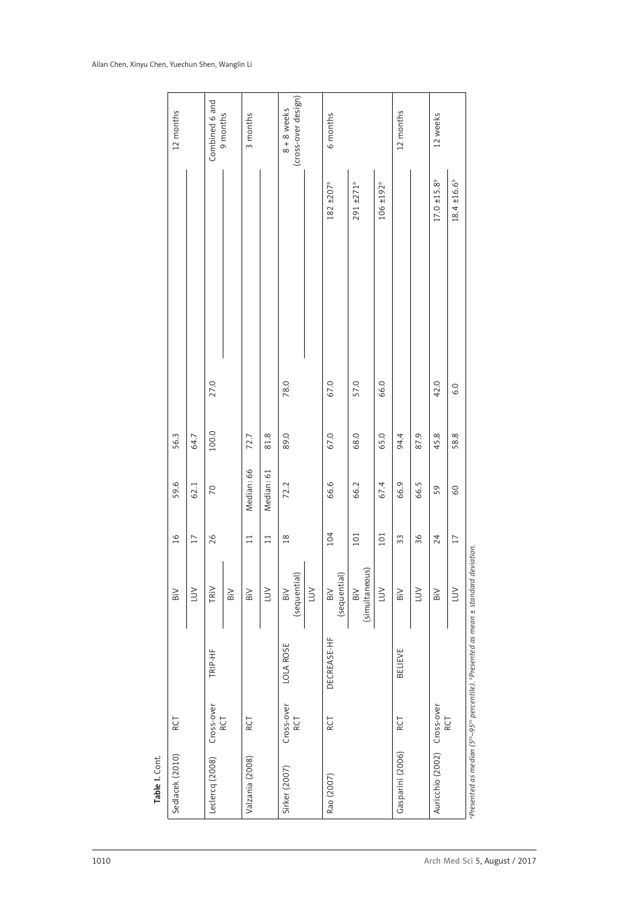**Table I.** Cont.

| | | | | | | | | | |
|---|---|---|---|---|---|---|---|---|---|
| Sedlacek (2010) | RCT | | BiV | 16 | 59.6 | 56.3 | | | 12 months |
| | | | LUV | 17 | 62.1 | 64.7 | | | |
| Leclercq (2008) | Cross-over RCT | TRIP-HF | TRiV | 26 | 70 | 100.0 | 27.0 | | Combined 6 and 9 months |
| | | | BiV | | | | | | |
| Valzania (2008) | RCT | | BiV | 11 | Median: 66 | 72.7 | | | 3 months |
| | | | LUV | 11 | Median: 61 | 81.8 | | | |
| Sirker (2007) | Cross-over RCT | LOLA ROSE | BiV (sequential) | 18 | 72.2 | 89.0 | 78.0 | | 8 + 8 weeks (cross-over design) |
| | | | LUV | | | | | | |
| Rao (2007) | RCT | DECREASE-HF | BiV (sequential) | 104 | 66.6 | 67.0 | 67.0 | 182 ±207[b] | 6 months |
| | | | BiV (simultaneous) | 101 | 66.2 | 68.0 | 57.0 | 291 ±271[b] | |
| | | | LUV | 101 | 67.4 | 65.0 | 66.0 | 106 ±192[b] | |
| Gasparini (2006) | RCT | BELIEVE | BiV | 33 | 66.9 | 94.4 | | | 12 months |
| | | | LUV | 36 | 66.5 | 87.9 | | | |
| Auricchio (2002) | Cross-over RCT | | BiV | 24 | 59 | 45.8 | 42.0 | 17.0 ±15.8[b] | 12 weeks |
| | | | LUV | 17 | 60 | 58.8 | 6.0 | 18.4 ±16.6[b] | |

[a]Presented as median (5th–95th percentile). [b]Presented as mean ± standard deviation.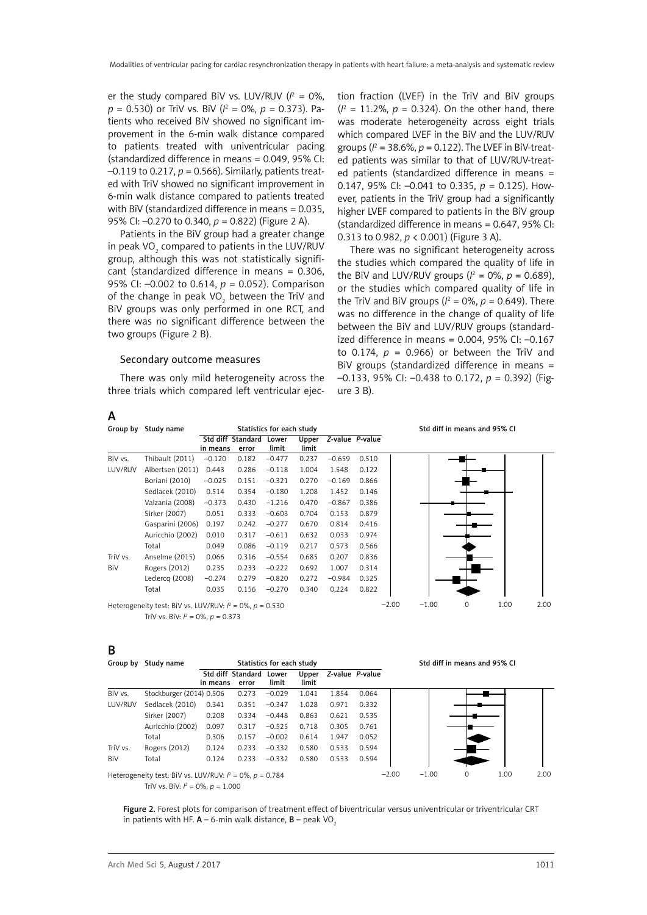er the study compared BiV vs. LUV/RUV ($I^2$ = 0%, $p$ = 0.530) or TriV vs. BiV ($I^2$ = 0%, $p$ = 0.373). Patients who received BiV showed no significant improvement in the 6-min walk distance compared to patients treated with univentricular pacing (standardized difference in means = 0.049, 95% CI: –0.119 to 0.217, $p$ = 0.566). Similarly, patients treated with TriV showed no significant improvement in 6-min walk distance compared to patients treated with BiV (standardized difference in means = 0.035, 95% CI: –0.270 to 0.340, $p$ = 0.822) (Figure 2 A).

Patients in the BiV group had a greater change in peak $VO_2$ compared to patients in the LUV/RUV group, although this was not statistically significant (standardized difference in means = 0.306, 95% CI: –0.002 to 0.614, $p$ = 0.052). Comparison of the change in peak $VO_2$ between the TriV and BiV groups was only performed in one RCT, and there was no significant difference between the two groups (Figure 2 B).

### Secondary outcome measures

There was only mild heterogeneity across the three trials which compared left ventricular ejection fraction (LVEF) in the TriV and BiV groups ($I^2$ = 11.2%, $p$ = 0.324). On the other hand, there was moderate heterogeneity across eight trials which compared LVEF in the BiV and the LUV/RUV groups ($I^2$ = 38.6%, $p$ = 0.122). The LVEF in BiV-treated patients was similar to that of LUV/RUV-treated patients (standardized difference in means = 0.147, 95% CI: –0.041 to 0.335, $p$ = 0.125). However, patients in the TriV group had a significantly higher LVEF compared to patients in the BiV group (standardized difference in means = 0.647, 95% CI: 0.313 to 0.982, $p$ < 0.001) (Figure 3 A).

There was no significant heterogeneity across the studies which compared the quality of life in the BiV and LUV/RUV groups ($I^2$ = 0%, $p$ = 0.689), or the studies which compared quality of life in the TriV and BiV groups ($I^2$ = 0%, $p$ = 0.649). There was no difference in the change of quality of life between the BiV and LUV/RUV groups (standardized difference in means = 0.004, 95% CI: –0.167 to 0.174, $p$ = 0.966) or between the TriV and BiV groups (standardized difference in means = –0.133, 95% CI: –0.438 to 0.172, $p$ = 0.392) (Figure 3 B).

**A**

| Group by | Study name | Std diff in means | Standard error | Lower limit | Upper limit | Z-value | P-value |
|---|---|---|---|---|---|---|---|
| BiV vs. LUV/RUV | Thibault (2011) | –0.120 | 0.182 | –0.477 | 0.237 | –0.659 | 0.510 |
| | Albertsen (2011) | 0.443 | 0.286 | –0.118 | 1.004 | 1.548 | 0.122 |
| | Boriani (2010) | –0.025 | 0.151 | –0.321 | 0.270 | –0.169 | 0.866 |
| | Sedlacek (2010) | 0.514 | 0.354 | –0.180 | 1.208 | 1.452 | 0.146 |
| | Valzania (2008) | –0.373 | 0.430 | –1.216 | 0.470 | –0.867 | 0.386 |
| | Sirker (2007) | 0.051 | 0.333 | –0.603 | 0.704 | 0.153 | 0.879 |
| | Gasparini (2006) | 0.197 | 0.242 | –0.277 | 0.670 | 0.814 | 0.416 |
| | Auricchio (2002) | 0.010 | 0.317 | –0.611 | 0.632 | 0.033 | 0.974 |
| | Total | 0.049 | 0.086 | –0.119 | 0.217 | 0.573 | 0.566 |
| TriV vs. BiV | Anselme (2015) | 0.066 | 0.316 | –0.554 | 0.685 | 0.207 | 0.836 |
| | Rogers (2012) | 0.235 | 0.233 | –0.222 | 0.692 | 1.007 | 0.314 |
| | Leclercq (2008) | –0.274 | 0.279 | –0.820 | 0.272 | –0.984 | 0.325 |
| | Total | 0.035 | 0.156 | –0.270 | 0.340 | 0.224 | 0.822 |

Heterogeneity test: BiV vs. LUV/RUV: $I^2$ = 0%, $p$ = 0.530
TriV vs. BiV: $I^2$ = 0%, $p$ = 0.373

**B**

| Group by | Study name | Std diff in means | Standard error | Lower limit | Upper limit | Z-value | P-value |
|---|---|---|---|---|---|---|---|
| BiV vs. LUV/RUV | Stockburger (2014) | 0.506 | 0.273 | –0.029 | 1.041 | 1.854 | 0.064 |
| | Sedlacek (2010) | 0.341 | 0.351 | –0.347 | 1.028 | 0.971 | 0.332 |
| | Sirker (2007) | 0.208 | 0.334 | –0.448 | 0.863 | 0.621 | 0.535 |
| | Auricchio (2002) | 0.097 | 0.317 | –0.525 | 0.718 | 0.305 | 0.761 |
| | Total | 0.306 | 0.157 | –0.002 | 0.614 | 1.947 | 0.052 |
| TriV vs. BiV | Rogers (2012) | 0.124 | 0.233 | –0.332 | 0.580 | 0.533 | 0.594 |
| | Total | 0.124 | 0.233 | –0.332 | 0.580 | 0.533 | 0.594 |

Heterogeneity test: BiV vs. LUV/RUV: $I^2$ = 0%, $p$ = 0.784
TriV vs. BiV: $I^2$ = 0%, $p$ = 1.000

**Figure 2.** Forest plots for comparison of treatment effect of biventricular versus univentricular or triventricular CRT in patients with HF. **A** – 6-min walk distance, **B** – peak $VO_2$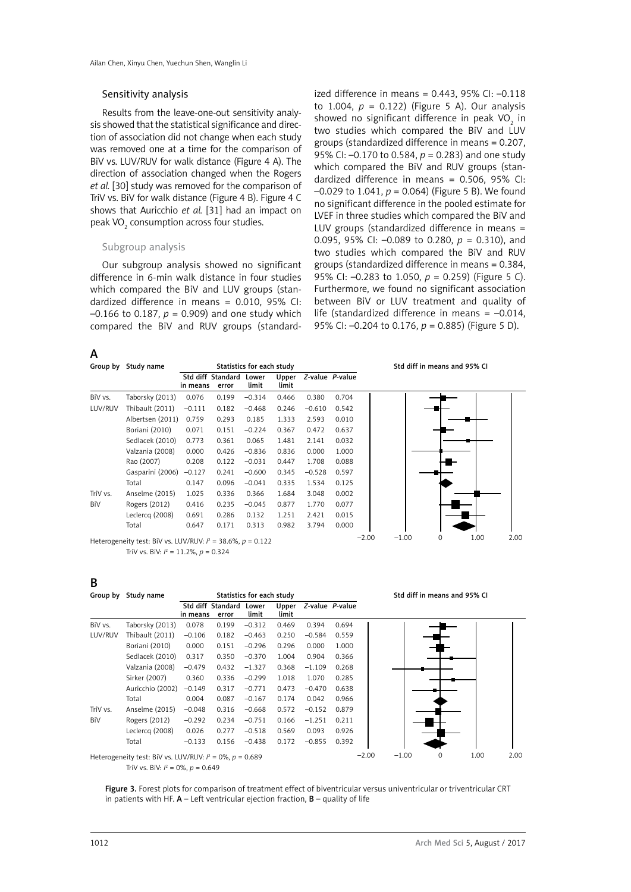## Sensitivity analysis

Results from the leave-one-out sensitivity analysis showed that the statistical significance and direction of association did not change when each study was removed one at a time for the comparison of BiV vs. LUV/RUV for walk distance (Figure 4 A). The direction of association changed when the Rogers *et al.* [30] study was removed for the comparison of TriV vs. BiV for walk distance (Figure 4 B). Figure 4 C shows that Auricchio *et al.* [31] had an impact on peak $VO_2$ consumption across four studies.

### Subgroup analysis

Our subgroup analysis showed no significant difference in 6-min walk distance in four studies which compared the BiV and LUV groups (standardized difference in means = 0.010, 95% CI: –0.166 to 0.187, $p$ = 0.909) and one study which compared the BiV and RUV groups (standardized difference in means = 0.443, 95% CI: –0.118 to 1.004, $p$ = 0.122) (Figure 5 A). Our analysis showed no significant difference in peak $VO_2$ in two studies which compared the BiV and LUV groups (standardized difference in means = 0.207, 95% CI: –0.170 to 0.584, $p$ = 0.283) and one study which compared the BiV and RUV groups (standardized difference in means = 0.506, 95% CI: –0.029 to 1.041, $p$ = 0.064) (Figure 5 B). We found no significant difference in the pooled estimate for LVEF in three studies which compared the BiV and LUV groups (standardized difference in means = 0.095, 95% CI: –0.089 to 0.280, $p$ = 0.310), and two studies which compared the BiV and RUV groups (standardized difference in means = 0.384, 95% CI: –0.283 to 1.050, $p$ = 0.259) (Figure 5 C). Furthermore, we found no significant association between BiV or LUV treatment and quality of life (standardized difference in means = –0.014, 95% CI: –0.204 to 0.176, $p$ = 0.885) (Figure 5 D).

**A**

| Group by | Study name | Std diff in means | Standard error | Lower limit | Upper limit | Z-value | P-value |
|---|---|---|---|---|---|---|---|
| BiV vs. LUV/RUV | Taborsky (2013) | 0.076 | 0.199 | –0.314 | 0.466 | 0.380 | 0.704 |
| | Thibault (2011) | –0.111 | 0.182 | –0.468 | 0.246 | –0.610 | 0.542 |
| | Albertsen (2011) | 0.759 | 0.293 | 0.185 | 1.333 | 2.593 | 0.010 |
| | Boriani (2010) | 0.071 | 0.151 | –0.224 | 0.367 | 0.472 | 0.637 |
| | Sedlacek (2010) | 0.773 | 0.361 | 0.065 | 1.481 | 2.141 | 0.032 |
| | Valzania (2008) | 0.000 | 0.426 | –0.836 | 0.836 | 0.000 | 1.000 |
| | Rao (2007) | 0.208 | 0.122 | –0.031 | 0.447 | 1.708 | 0.088 |
| | Gasparini (2006) | –0.127 | 0.241 | –0.600 | 0.345 | –0.528 | 0.597 |
| | Total | 0.147 | 0.096 | –0.041 | 0.335 | 1.534 | 0.125 |
| TriV vs. BiV | Anselme (2015) | 1.025 | 0.336 | 0.366 | 1.684 | 3.048 | 0.002 |
| | Rogers (2012) | 0.416 | 0.235 | –0.045 | 0.877 | 1.770 | 0.077 |
| | Leclercq (2008) | 0.691 | 0.286 | 0.132 | 1.251 | 2.421 | 0.015 |
| | Total | 0.647 | 0.171 | 0.313 | 0.982 | 3.794 | 0.000 |

Heterogeneity test: BiV vs. LUV/RUV: $I^2$ = 38.6%, $p$ = 0.122
TriV vs. BiV: $I^2$ = 11.2%, $p$ = 0.324

**B**

| Group by | Study name | Std diff in means | Standard error | Lower limit | Upper limit | Z-value | P-value |
|---|---|---|---|---|---|---|---|
| BiV vs. LUV/RUV | Taborsky (2013) | 0.078 | 0.199 | –0.312 | 0.469 | 0.394 | 0.694 |
| | Thibault (2011) | –0.106 | 0.182 | –0.463 | 0.250 | –0.584 | 0.559 |
| | Boriani (2010) | 0.000 | 0.151 | –0.296 | 0.296 | 0.000 | 1.000 |
| | Sedlacek (2010) | 0.317 | 0.350 | –0.370 | 1.004 | 0.904 | 0.366 |
| | Valzania (2008) | –0.479 | 0.432 | –1.327 | 0.368 | –1.109 | 0.268 |
| | Sirker (2007) | 0.360 | 0.336 | –0.299 | 1.018 | 1.070 | 0.285 |
| | Auricchio (2002) | –0.149 | 0.317 | –0.771 | 0.473 | –0.470 | 0.638 |
| | Total | 0.004 | 0.087 | –0.167 | 0.174 | 0.042 | 0.966 |
| TriV vs. BiV | Anselme (2015) | –0.048 | 0.316 | –0.668 | 0.572 | –0.152 | 0.879 |
| | Rogers (2012) | –0.292 | 0.234 | –0.751 | 0.166 | –1.251 | 0.211 |
| | Leclercq (2008) | 0.026 | 0.277 | –0.518 | 0.569 | 0.093 | 0.926 |
| | Total | –0.133 | 0.156 | –0.438 | 0.172 | –0.855 | 0.392 |

Heterogeneity test: BiV vs. LUV/RUV: $I^2$ = 0%, $p$ = 0.689
TriV vs. BiV: $I^2$ = 0%, $p$ = 0.649

**Figure 3.** Forest plots for comparison of treatment effect of biventricular versus univentricular or triventricular CRT in patients with HF. **A** – Left ventricular ejection fraction, **B** – quality of life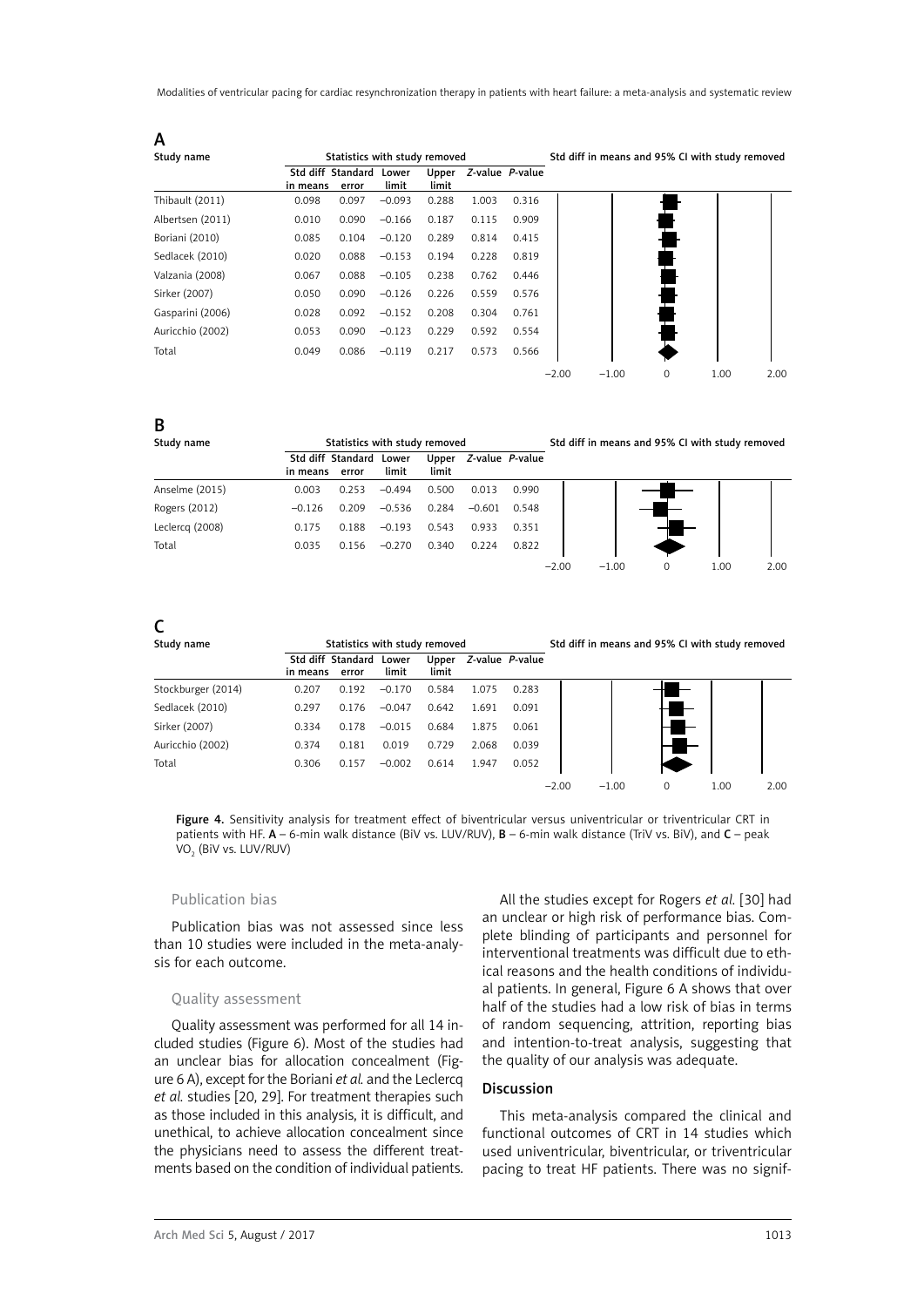### A

| Study name | Std diff in means | Standard error | Lower limit | Upper limit | Z-value | P-value |
|---|---|---|---|---|---|---|
| Thibault (2011) | 0.098 | 0.097 | −0.093 | 0.288 | 1.003 | 0.316 |
| Albertsen (2011) | 0.010 | 0.090 | −0.166 | 0.187 | 0.115 | 0.909 |
| Boriani (2010) | 0.085 | 0.104 | −0.120 | 0.289 | 0.814 | 0.415 |
| Sedlacek (2010) | 0.020 | 0.088 | −0.153 | 0.194 | 0.228 | 0.819 |
| Valzania (2008) | 0.067 | 0.088 | −0.105 | 0.238 | 0.762 | 0.446 |
| Sirker (2007) | 0.050 | 0.090 | −0.126 | 0.226 | 0.559 | 0.576 |
| Gasparini (2006) | 0.028 | 0.092 | −0.152 | 0.208 | 0.304 | 0.761 |
| Auricchio (2002) | 0.053 | 0.090 | −0.123 | 0.229 | 0.592 | 0.554 |
| Total | 0.049 | 0.086 | −0.119 | 0.217 | 0.573 | 0.566 |

### B

| Study name | Std diff in means | Standard error | Lower limit | Upper limit | Z-value | P-value |
|---|---|---|---|---|---|---|
| Anselme (2015) | 0.003 | 0.253 | −0.494 | 0.500 | 0.013 | 0.990 |
| Rogers (2012) | −0.126 | 0.209 | −0.536 | 0.284 | −0.601 | 0.548 |
| Leclercq (2008) | 0.175 | 0.188 | −0.193 | 0.543 | 0.933 | 0.351 |
| Total | 0.035 | 0.156 | −0.270 | 0.340 | 0.224 | 0.822 |

### C

| Study name | Std diff in means | Standard error | Lower limit | Upper limit | Z-value | P-value |
|---|---|---|---|---|---|---|
| Stockburger (2014) | 0.207 | 0.192 | −0.170 | 0.584 | 1.075 | 0.283 |
| Sedlacek (2010) | 0.297 | 0.176 | −0.047 | 0.642 | 1.691 | 0.091 |
| Sirker (2007) | 0.334 | 0.178 | −0.015 | 0.684 | 1.875 | 0.061 |
| Auricchio (2002) | 0.374 | 0.181 | 0.019 | 0.729 | 2.068 | 0.039 |
| Total | 0.306 | 0.157 | −0.002 | 0.614 | 1.947 | 0.052 |

**Figure 4.** Sensitivity analysis for treatment effect of biventricular versus univentricular or triventricular CRT in patients with HF. **A** – 6-min walk distance (BiV vs. LUV/RUV), **B** – 6-min walk distance (TriV vs. BiV), and **C** – peak $VO_2$ (BiV vs. LUV/RUV)

### Publication bias

Publication bias was not assessed since less than 10 studies were included in the meta-analysis for each outcome.

### Quality assessment

Quality assessment was performed for all 14 included studies (Figure 6). Most of the studies had an unclear bias for allocation concealment (Figure 6 A), except for the Boriani *et al.* and the Leclercq *et al.* studies [20, 29]. For treatment therapies such as those included in this analysis, it is difficult, and unethical, to achieve allocation concealment since the physicians need to assess the different treatments based on the condition of individual patients.

All the studies except for Rogers *et al.* [30] had an unclear or high risk of performance bias. Complete blinding of participants and personnel for interventional treatments was difficult due to ethical reasons and the health conditions of individual patients. In general, Figure 6 A shows that over half of the studies had a low risk of bias in terms of random sequencing, attrition, reporting bias and intention-to-treat analysis, suggesting that the quality of our analysis was adequate.

## Discussion

This meta-analysis compared the clinical and functional outcomes of CRT in 14 studies which used univentricular, biventricular, or triventricular pacing to treat HF patients. There was no signif-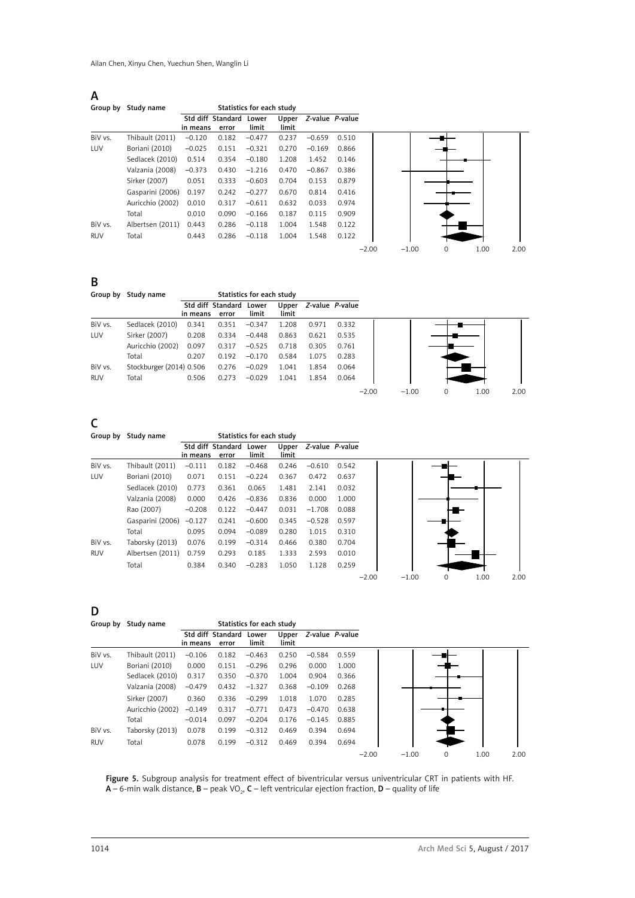**A**

| Group by | Study name | Std diff in means | Standard error | Lower limit | Upper limit | Z-value | P-value |
|---|---|---|---|---|---|---|---|
| BiV vs. LUV | Thibault (2011) | −0.120 | 0.182 | −0.477 | 0.237 | −0.659 | 0.510 |
| | Boriani (2010) | −0.025 | 0.151 | −0.321 | 0.270 | −0.169 | 0.866 |
| | Sedlacek (2010) | 0.514 | 0.354 | −0.180 | 1.208 | 1.452 | 0.146 |
| | Valzania (2008) | −0.373 | 0.430 | −1.216 | 0.470 | −0.867 | 0.386 |
| | Sirker (2007) | 0.051 | 0.333 | −0.603 | 0.704 | 0.153 | 0.879 |
| | Gasparini (2006) | 0.197 | 0.242 | −0.277 | 0.670 | 0.814 | 0.416 |
| | Auricchio (2002) | 0.010 | 0.317 | −0.611 | 0.632 | 0.033 | 0.974 |
| | Total | 0.010 | 0.090 | −0.166 | 0.187 | 0.115 | 0.909 |
| BiV vs. RUV | Albertsen (2011) | 0.443 | 0.286 | −0.118 | 1.004 | 1.548 | 0.122 |
| | Total | 0.443 | 0.286 | −0.118 | 1.004 | 1.548 | 0.122 |

**B**

| Group by | Study name | Std diff in means | Standard error | Lower limit | Upper limit | Z-value | P-value |
|---|---|---|---|---|---|---|---|
| BiV vs. LUV | Sedlacek (2010) | 0.341 | 0.351 | −0.347 | 1.208 | 0.971 | 0.332 |
| | Sirker (2007) | 0.208 | 0.334 | −0.448 | 0.863 | 0.621 | 0.535 |
| | Auricchio (2002) | 0.097 | 0.317 | −0.525 | 0.718 | 0.305 | 0.761 |
| | Total | 0.207 | 0.192 | −0.170 | 0.584 | 1.075 | 0.283 |
| BiV vs. RUV | Stockburger (2014) | 0.506 | 0.276 | −0.029 | 1.041 | 1.854 | 0.064 |
| | Total | 0.506 | 0.273 | −0.029 | 1.041 | 1.854 | 0.064 |

**C**

| Group by | Study name | Std diff in means | Standard error | Lower limit | Upper limit | Z-value | P-value |
|---|---|---|---|---|---|---|---|
| BiV vs. LUV | Thibault (2011) | −0.111 | 0.182 | −0.468 | 0.246 | −0.610 | 0.542 |
| | Boriani (2010) | 0.071 | 0.151 | −0.224 | 0.367 | 0.472 | 0.637 |
| | Sedlacek (2010) | 0.773 | 0.361 | 0.065 | 1.481 | 2.141 | 0.032 |
| | Valzania (2008) | 0.000 | 0.426 | −0.836 | 0.836 | 0.000 | 1.000 |
| | Rao (2007) | −0.208 | 0.122 | −0.447 | 0.031 | −1.708 | 0.088 |
| | Gasparini (2006) | −0.127 | 0.241 | −0.600 | 0.345 | −0.528 | 0.597 |
| | Total | 0.095 | 0.094 | −0.089 | 0.280 | 1.015 | 0.310 |
| BiV vs. RUV | Taborsky (2013) | 0.076 | 0.199 | −0.314 | 0.466 | 0.380 | 0.704 |
| | Albertsen (2011) | 0.759 | 0.293 | 0.185 | 1.333 | 2.593 | 0.010 |
| | Total | 0.384 | 0.340 | −0.283 | 1.050 | 1.128 | 0.259 |

**D**

| Group by | Study name | Std diff in means | Standard error | Lower limit | Upper limit | Z-value | P-value |
|---|---|---|---|---|---|---|---|
| BiV vs. LUV | Thibault (2011) | −0.106 | 0.182 | −0.463 | 0.250 | −0.584 | 0.559 |
| | Boriani (2010) | 0.000 | 0.151 | −0.296 | 0.296 | 0.000 | 1.000 |
| | Sedlacek (2010) | 0.317 | 0.350 | −0.370 | 1.004 | 0.904 | 0.366 |
| | Valzania (2008) | −0.479 | 0.432 | −1.327 | 0.368 | −0.109 | 0.268 |
| | Sirker (2007) | 0.360 | 0.336 | −0.299 | 1.018 | 1.070 | 0.285 |
| | Auricchio (2002) | −0.149 | 0.317 | −0.771 | 0.473 | −0.470 | 0.638 |
| | Total | −0.014 | 0.097 | −0.204 | 0.176 | −0.145 | 0.885 |
| BiV vs. RUV | Taborsky (2013) | 0.078 | 0.199 | −0.312 | 0.469 | 0.394 | 0.694 |
| | Total | 0.078 | 0.199 | −0.312 | 0.469 | 0.394 | 0.694 |

**Figure 5.** Subgroup analysis for treatment effect of biventricular versus univentricular CRT in patients with HF. **A** – 6-min walk distance, **B** – peak $VO_2$, **C** – left ventricular ejection fraction, **D** – quality of life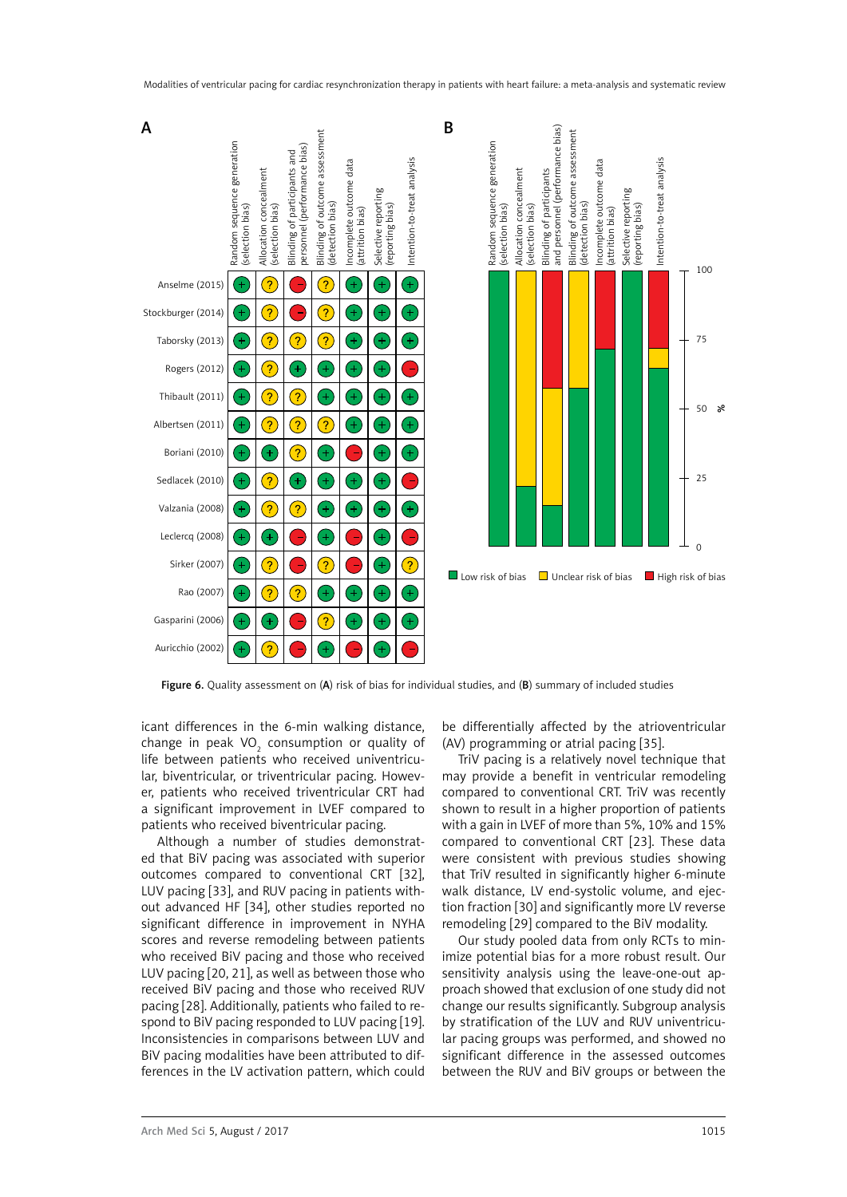**Figure 6.** Quality assessment on (**A**) risk of bias for individual studies, and (**B**) summary of included studies

icant differences in the 6-min walking distance, change in peak $VO_2$ consumption or quality of life between patients who received univentricular, biventricular, or triventricular pacing. However, patients who received triventricular CRT had a significant improvement in LVEF compared to patients who received biventricular pacing.

Although a number of studies demonstrated that BiV pacing was associated with superior outcomes compared to conventional CRT [32], LUV pacing [33], and RUV pacing in patients without advanced HF [34], other studies reported no significant difference in improvement in NYHA scores and reverse remodeling between patients who received BiV pacing and those who received LUV pacing [20, 21], as well as between those who received BiV pacing and those who received RUV pacing [28]. Additionally, patients who failed to respond to BiV pacing responded to LUV pacing [19]. Inconsistencies in comparisons between LUV and BiV pacing modalities have been attributed to differences in the LV activation pattern, which could be differentially affected by the atrioventricular (AV) programming or atrial pacing [35].

TriV pacing is a relatively novel technique that may provide a benefit in ventricular remodeling compared to conventional CRT. TriV was recently shown to result in a higher proportion of patients with a gain in LVEF of more than 5%, 10% and 15% compared to conventional CRT [23]. These data were consistent with previous studies showing that TriV resulted in significantly higher 6-minute walk distance, LV end-systolic volume, and ejection fraction [30] and significantly more LV reverse remodeling [29] compared to the BiV modality.

Our study pooled data from only RCTs to minimize potential bias for a more robust result. Our sensitivity analysis using the leave-one-out approach showed that exclusion of one study did not change our results significantly. Subgroup analysis by stratification of the LUV and RUV univentricular pacing groups was performed, and showed no significant difference in the assessed outcomes between the RUV and BiV groups or between the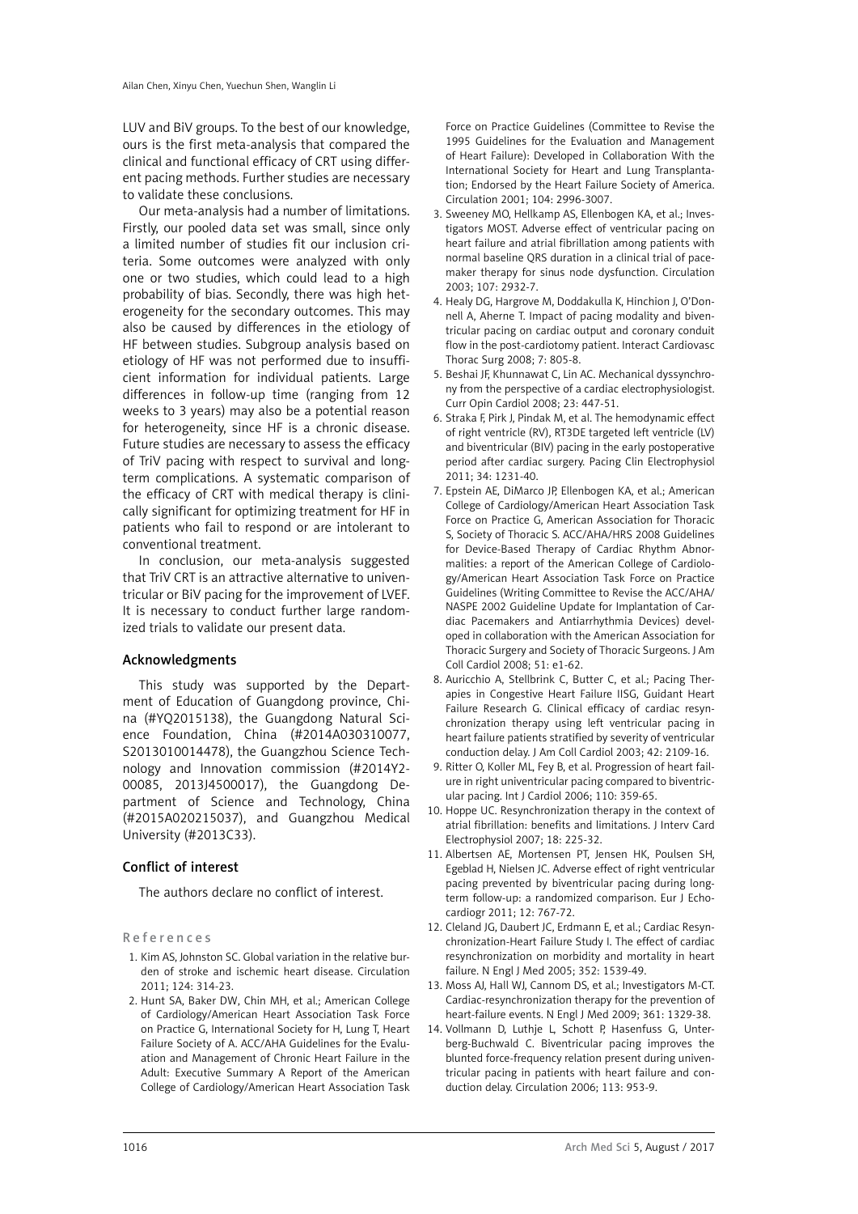LUV and BiV groups. To the best of our knowledge, ours is the first meta-analysis that compared the clinical and functional efficacy of CRT using different pacing methods. Further studies are necessary to validate these conclusions.

Our meta-analysis had a number of limitations. Firstly, our pooled data set was small, since only a limited number of studies fit our inclusion criteria. Some outcomes were analyzed with only one or two studies, which could lead to a high probability of bias. Secondly, there was high heterogeneity for the secondary outcomes. This may also be caused by differences in the etiology of HF between studies. Subgroup analysis based on etiology of HF was not performed due to insufficient information for individual patients. Large differences in follow-up time (ranging from 12 weeks to 3 years) may also be a potential reason for heterogeneity, since HF is a chronic disease. Future studies are necessary to assess the efficacy of TriV pacing with respect to survival and long-term complications. A systematic comparison of the efficacy of CRT with medical therapy is clinically significant for optimizing treatment for HF in patients who fail to respond or are intolerant to conventional treatment.

In conclusion, our meta-analysis suggested that TriV CRT is an attractive alternative to univentricular or BiV pacing for the improvement of LVEF. It is necessary to conduct further large randomized trials to validate our present data.

## Acknowledgments

This study was supported by the Department of Education of Guangdong province, China (#YQ2015138), the Guangdong Natural Science Foundation, China (#2014A030310077, S2013010014478), the Guangzhou Science Technology and Innovation commission (#2014Y2-00085, 2013J4500017), the Guangdong Department of Science and Technology, China (#2015A020215037), and Guangzhou Medical University (#2013C33).

## Conflict of interest

The authors declare no conflict of interest.

## References

1. Kim AS, Johnston SC. Global variation in the relative burden of stroke and ischemic heart disease. Circulation 2011; 124: 314-23.
2. Hunt SA, Baker DW, Chin MH, et al.; American College of Cardiology/American Heart Association Task Force on Practice G, International Society for H, Lung T, Heart Failure Society of A. ACC/AHA Guidelines for the Evaluation and Management of Chronic Heart Failure in the Adult: Executive Summary A Report of the American College of Cardiology/American Heart Association Task Force on Practice Guidelines (Committee to Revise the 1995 Guidelines for the Evaluation and Management of Heart Failure): Developed in Collaboration With the International Society for Heart and Lung Transplantation; Endorsed by the Heart Failure Society of America. Circulation 2001; 104: 2996-3007.
3. Sweeney MO, Hellkamp AS, Ellenbogen KA, et al.; Investigators MOST. Adverse effect of ventricular pacing on heart failure and atrial fibrillation among patients with normal baseline QRS duration in a clinical trial of pacemaker therapy for sinus node dysfunction. Circulation 2003; 107: 2932-7.
4. Healy DG, Hargrove M, Doddakulla K, Hinchion J, O'Donnell A, Aherne T. Impact of pacing modality and biventricular pacing on cardiac output and coronary conduit flow in the post-cardiotomy patient. Interact Cardiovasc Thorac Surg 2008; 7: 805-8.
5. Beshai JF, Khunnawat C, Lin AC. Mechanical dyssynchrony from the perspective of a cardiac electrophysiologist. Curr Opin Cardiol 2008; 23: 447-51.
6. Straka F, Pirk J, Pindak M, et al. The hemodynamic effect of right ventricle (RV), RT3DE targeted left ventricle (LV) and biventricular (BIV) pacing in the early postoperative period after cardiac surgery. Pacing Clin Electrophysiol 2011; 34: 1231-40.
7. Epstein AE, DiMarco JP, Ellenbogen KA, et al.; American College of Cardiology/American Heart Association Task Force on Practice G, American Association for Thoracic S, Society of Thoracic S. ACC/AHA/HRS 2008 Guidelines for Device-Based Therapy of Cardiac Rhythm Abnormalities: a report of the American College of Cardiology/American Heart Association Task Force on Practice Guidelines (Writing Committee to Revise the ACC/AHA/NASPE 2002 Guideline Update for Implantation of Cardiac Pacemakers and Antiarrhythmia Devices) developed in collaboration with the American Association for Thoracic Surgery and Society of Thoracic Surgeons. J Am Coll Cardiol 2008; 51: e1-62.
8. Auricchio A, Stellbrink C, Butter C, et al.; Pacing Therapies in Congestive Heart Failure IISG, Guidant Heart Failure Research G. Clinical efficacy of cardiac resynchronization therapy using left ventricular pacing in heart failure patients stratified by severity of ventricular conduction delay. J Am Coll Cardiol 2003; 42: 2109-16.
9. Ritter O, Koller ML, Fey B, et al. Progression of heart failure in right univentricular pacing compared to biventricular pacing. Int J Cardiol 2006; 110: 359-65.
10. Hoppe UC. Resynchronization therapy in the context of atrial fibrillation: benefits and limitations. J Interv Card Electrophysiol 2007; 18: 225-32.
11. Albertsen AE, Mortensen PT, Jensen HK, Poulsen SH, Egeblad H, Nielsen JC. Adverse effect of right ventricular pacing prevented by biventricular pacing during long-term follow-up: a randomized comparison. Eur J Echocardiogr 2011; 12: 767-72.
12. Cleland JG, Daubert JC, Erdmann E, et al.; Cardiac Resynchronization-Heart Failure Study I. The effect of cardiac resynchronization on morbidity and mortality in heart failure. N Engl J Med 2005; 352: 1539-49.
13. Moss AJ, Hall WJ, Cannom DS, et al.; Investigators M-CT. Cardiac-resynchronization therapy for the prevention of heart-failure events. N Engl J Med 2009; 361: 1329-38.
14. Vollmann D, Luthje L, Schott P, Hasenfuss G, Unterberg-Buchwald C. Biventricular pacing improves the blunted force-frequency relation present during univentricular pacing in patients with heart failure and conduction delay. Circulation 2006; 113: 953-9.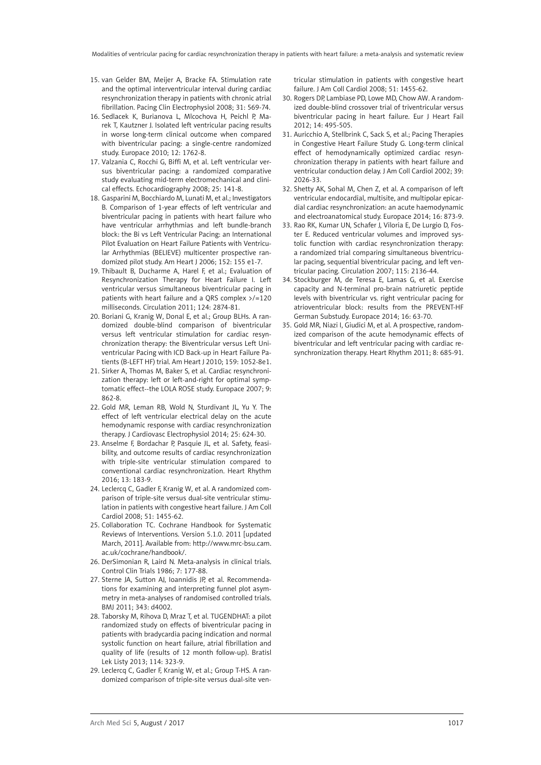15. van Gelder BM, Meijer A, Bracke FA. Stimulation rate and the optimal interventricular interval during cardiac resynchronization therapy in patients with chronic atrial fibrillation. Pacing Clin Electrophysiol 2008; 31: 569-74.
16. Sedlacek K, Burianova L, Mlcochova H, Peichl P, Marek T, Kautzner J. Isolated left ventricular pacing results in worse long-term clinical outcome when compared with biventricular pacing: a single-centre randomized study. Europace 2010; 12: 1762-8.
17. Valzania C, Rocchi G, Biffi M, et al. Left ventricular versus biventricular pacing: a randomized comparative study evaluating mid-term electromechanical and clinical effects. Echocardiography 2008; 25: 141-8.
18. Gasparini M, Bocchiardo M, Lunati M, et al.; Investigators B. Comparison of 1-year effects of left ventricular and biventricular pacing in patients with heart failure who have ventricular arrhythmias and left bundle-branch block: the Bi vs Left Ventricular Pacing: an International Pilot Evaluation on Heart Failure Patients with Ventricular Arrhythmias (BELIEVE) multicenter prospective randomized pilot study. Am Heart J 2006; 152: 155 e1-7.
19. Thibault B, Ducharme A, Harel F, et al.; Evaluation of Resynchronization Therapy for Heart Failure I. Left ventricular versus simultaneous biventricular pacing in patients with heart failure and a QRS complex >/=120 milliseconds. Circulation 2011; 124: 2874-81.
20. Boriani G, Kranig W, Donal E, et al.; Group BLHs. A randomized double-blind comparison of biventricular versus left ventricular stimulation for cardiac resynchronization therapy: the Biventricular versus Left Univentricular Pacing with ICD Back-up in Heart Failure Patients (B-LEFT HF) trial. Am Heart J 2010; 159: 1052-8e1.
21. Sirker A, Thomas M, Baker S, et al. Cardiac resynchronization therapy: left or left-and-right for optimal symptomatic effect--the LOLA ROSE study. Europace 2007; 9: 862-8.
22. Gold MR, Leman RB, Wold N, Sturdivant JL, Yu Y. The effect of left ventricular electrical delay on the acute hemodynamic response with cardiac resynchronization therapy. J Cardiovasc Electrophysiol 2014; 25: 624-30.
23. Anselme F, Bordachar P, Pasquie JL, et al. Safety, feasibility, and outcome results of cardiac resynchronization with triple-site ventricular stimulation compared to conventional cardiac resynchronization. Heart Rhythm 2016; 13: 183-9.
24. Leclercq C, Gadler F, Kranig W, et al. A randomized comparison of triple-site versus dual-site ventricular stimulation in patients with congestive heart failure. J Am Coll Cardiol 2008; 51: 1455-62.
25. Collaboration TC. Cochrane Handbook for Systematic Reviews of Interventions. Version 5.1.0. 2011 [updated March, 2011]. Available from: http://www.mrc-bsu.cam.ac.uk/cochrane/handbook/.
26. DerSimonian R, Laird N. Meta-analysis in clinical trials. Control Clin Trials 1986; 7: 177-88.
27. Sterne JA, Sutton AJ, Ioannidis JP, et al. Recommendations for examining and interpreting funnel plot asymmetry in meta-analyses of randomised controlled trials. BMJ 2011; 343: d4002.
28. Taborsky M, Rihova D, Mraz T, et al. TUGENDHAT: a pilot randomized study on effects of biventricular pacing in patients with bradycardia pacing indication and normal systolic function on heart failure, atrial fibrillation and quality of life (results of 12 month follow-up). Bratisl Lek Listy 2013; 114: 323-9.
29. Leclercq C, Gadler F, Kranig W, et al.; Group T-HS. A randomized comparison of triple-site versus dual-site ventricular stimulation in patients with congestive heart failure. J Am Coll Cardiol 2008; 51: 1455-62.
30. Rogers DP, Lambiase PD, Lowe MD, Chow AW. A randomized double-blind crossover trial of triventricular versus biventricular pacing in heart failure. Eur J Heart Fail 2012; 14: 495-505.
31. Auricchio A, Stellbrink C, Sack S, et al.; Pacing Therapies in Congestive Heart Failure Study G. Long-term clinical effect of hemodynamically optimized cardiac resynchronization therapy in patients with heart failure and ventricular conduction delay. J Am Coll Cardiol 2002; 39: 2026-33.
32. Shetty AK, Sohal M, Chen Z, et al. A comparison of left ventricular endocardial, multisite, and multipolar epicardial cardiac resynchronization: an acute haemodynamic and electroanatomical study. Europace 2014; 16: 873-9.
33. Rao RK, Kumar UN, Schafer J, Viloria E, De Lurgio D, Foster E. Reduced ventricular volumes and improved systolic function with cardiac resynchronization therapy: a randomized trial comparing simultaneous biventricular pacing, sequential biventricular pacing, and left ventricular pacing. Circulation 2007; 115: 2136-44.
34. Stockburger M, de Teresa E, Lamas G, et al. Exercise capacity and N-terminal pro-brain natriuretic peptide levels with biventricular vs. right ventricular pacing for atrioventricular block: results from the PREVENT-HF German Substudy. Europace 2014; 16: 63-70.
35. Gold MR, Niazi I, Giudici M, et al. A prospective, randomized comparison of the acute hemodynamic effects of biventricular and left ventricular pacing with cardiac resynchronization therapy. Heart Rhythm 2011; 8: 685-91.